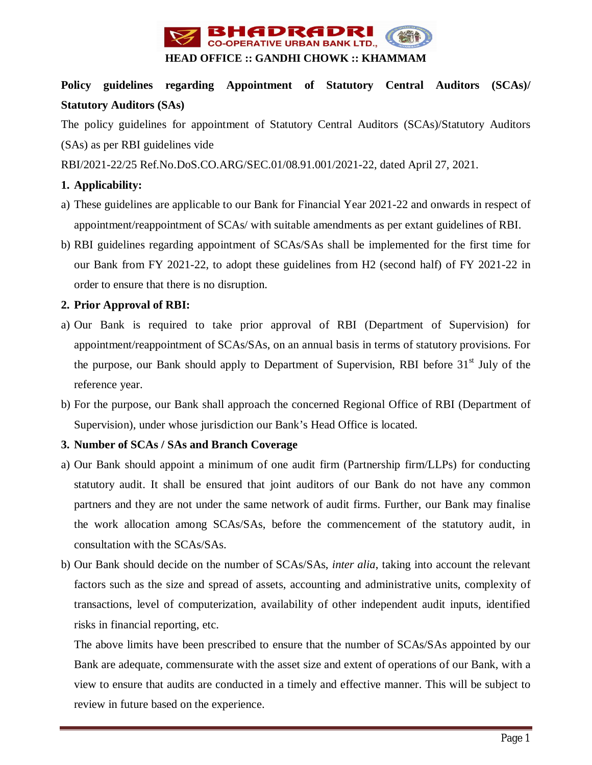BHADRADRI CO-OPERATIVE URBAN BANK LTD.,

**HEAD OFFICE :: GANDHI CHOWK :: KHAMMAM**

## Policy guidelines regarding Appointment of Statutory Central Auditors (SCAs)/ Statutory Auditors (SAs)

The policy guidelines for appointment of Statutory Central Auditors (SCAs)/Statutory Auditors (SAs) as per RBI guidelines vide

RBI/2021-22/25 Ref.No.DoS.CO.ARG/SEC.01/08.91.001/2021-22, dated April 27, 2021.

### 1. Applicability:

a) These guidelines are applicable to our Bank for Financial Year 2021-22 and onwards in respect of appointment/reappointment of SCAs/ with suitable amendments as per extant guidelines of RBI.

b) RBI guidelines regarding appointment of SCAs/SAs shall be implemented for the first time for our Bank from FY 2021-22, to adopt these guidelines from H2 (second half) of FY 2021-22 in order to ensure that there is no disruption.

### 2. Prior Approval of RBI:

a) Our Bank is required to take prior approval of RBI (Department of Supervision) for appointment/reappointment of SCAs/SAs, on an annual basis in terms of statutory provisions. For the purpose, our Bank should apply to Department of Supervision, RBI before 31st July of the reference year.

b) For the purpose, our Bank shall approach the concerned Regional Office of RBI (Department of Supervision), under whose jurisdiction our Bank's Head Office is located.

### 3. Number of SCAs / SAs and Branch Coverage

a) Our Bank should appoint a minimum of one audit firm (Partnership firm/LLPs) for conducting statutory audit. It shall be ensured that joint auditors of our Bank do not have any common partners and they are not under the same network of audit firms. Further, our Bank may finalise the work allocation among SCAs/SAs, before the commencement of the statutory audit, in consultation with the SCAs/SAs.

b) Our Bank should decide on the number of SCAs/SAs, *inter alia*, taking into account the relevant factors such as the size and spread of assets, accounting and administrative units, complexity of transactions, level of computerization, availability of other independent audit inputs, identified risks in financial reporting, etc.

The above limits have been prescribed to ensure that the number of SCAs/SAs appointed by our Bank are adequate, commensurate with the asset size and extent of operations of our Bank, with a view to ensure that audits are conducted in a timely and effective manner. This will be subject to review in future based on the experience.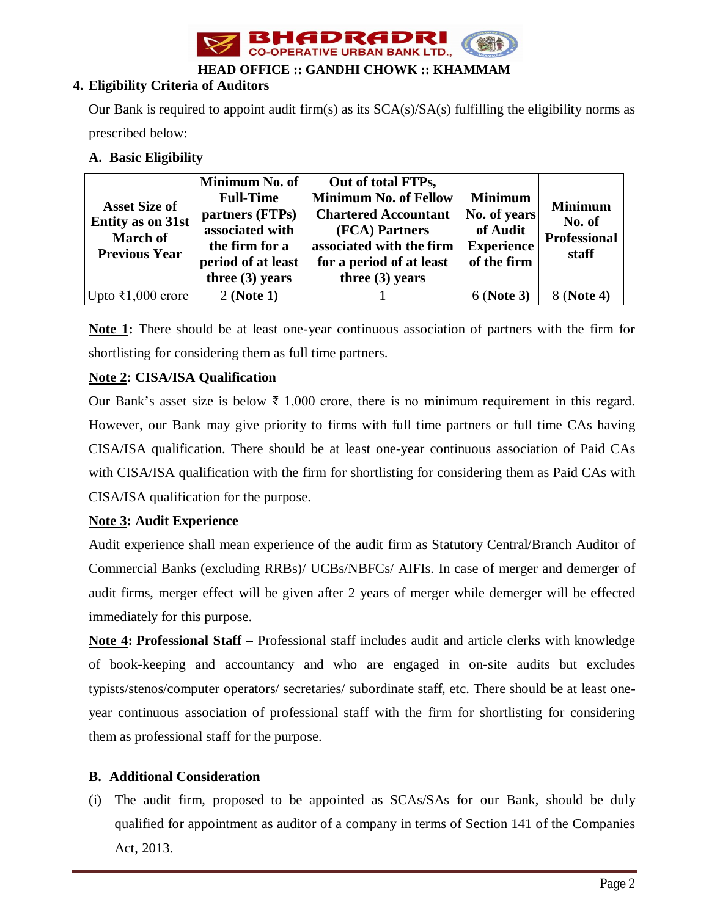## 4. Eligibility Criteria of Auditors

Our Bank is required to appoint audit firm(s) as its SCA(s)/SA(s) fulfilling the eligibility norms as prescribed below:

### A. Basic Eligibility

| Asset Size of Entity as on 31st March of Previous Year | Minimum No. of Full-Time partners (FTPs) associated with the firm for a period of at least three (3) years | Out of total FTPs, Minimum No. of Fellow Chartered Accountant (FCA) Partners associated with the firm for a period of at least three (3) years | Minimum No. of years of Audit Experience of the firm | Minimum No. of Professional staff |
|---|---|---|---|---|
| Upto ₹1,000 crore | 2 **(Note 1)** | 1 | 6 (**Note 3**) | 8 (**Note 4**) |

**Note 1:** There should be at least one-year continuous association of partners with the firm for shortlisting for considering them as full time partners.

**Note 2: CISA/ISA Qualification**

Our Bank's asset size is below ₹ 1,000 crore, there is no minimum requirement in this regard. However, our Bank may give priority to firms with full time partners or full time CAs having CISA/ISA qualification. There should be at least one-year continuous association of Paid CAs with CISA/ISA qualification with the firm for shortlisting for considering them as Paid CAs with CISA/ISA qualification for the purpose.

**Note 3: Audit Experience**

Audit experience shall mean experience of the audit firm as Statutory Central/Branch Auditor of Commercial Banks (excluding RRBs)/ UCBs/NBFCs/ AIFIs. In case of merger and demerger of audit firms, merger effect will be given after 2 years of merger while demerger will be effected immediately for this purpose.

**Note 4: Professional Staff –** Professional staff includes audit and article clerks with knowledge of book-keeping and accountancy and who are engaged in on-site audits but excludes typists/stenos/computer operators/ secretaries/ subordinate staff, etc. There should be at least one-year continuous association of professional staff with the firm for shortlisting for considering them as professional staff for the purpose.

### B. Additional Consideration

(i) The audit firm, proposed to be appointed as SCAs/SAs for our Bank, should be duly qualified for appointment as auditor of a company in terms of Section 141 of the Companies Act, 2013.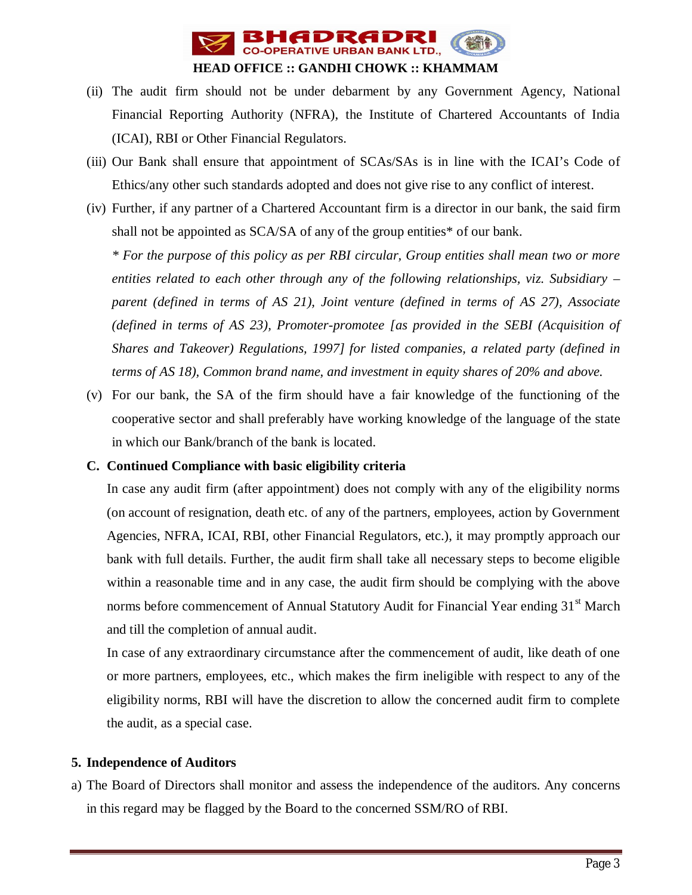(ii) The audit firm should not be under debarment by any Government Agency, National Financial Reporting Authority (NFRA), the Institute of Chartered Accountants of India (ICAI), RBI or Other Financial Regulators.

(iii) Our Bank shall ensure that appointment of SCAs/SAs is in line with the ICAI's Code of Ethics/any other such standards adopted and does not give rise to any conflict of interest.

(iv) Further, if any partner of a Chartered Accountant firm is a director in our bank, the said firm shall not be appointed as SCA/SA of any of the group entities* of our bank.

*\* For the purpose of this policy as per RBI circular, Group entities shall mean two or more entities related to each other through any of the following relationships, viz. Subsidiary – parent (defined in terms of AS 21), Joint venture (defined in terms of AS 27), Associate (defined in terms of AS 23), Promoter-promotee [as provided in the SEBI (Acquisition of Shares and Takeover) Regulations, 1997] for listed companies, a related party (defined in terms of AS 18), Common brand name, and investment in equity shares of 20% and above.*

(v) For our bank, the SA of the firm should have a fair knowledge of the functioning of the cooperative sector and shall preferably have working knowledge of the language of the state in which our Bank/branch of the bank is located.

**C. Continued Compliance with basic eligibility criteria**

In case any audit firm (after appointment) does not comply with any of the eligibility norms (on account of resignation, death etc. of any of the partners, employees, action by Government Agencies, NFRA, ICAI, RBI, other Financial Regulators, etc.), it may promptly approach our bank with full details. Further, the audit firm shall take all necessary steps to become eligible within a reasonable time and in any case, the audit firm should be complying with the above norms before commencement of Annual Statutory Audit for Financial Year ending 31st March and till the completion of annual audit.

In case of any extraordinary circumstance after the commencement of audit, like death of one or more partners, employees, etc., which makes the firm ineligible with respect to any of the eligibility norms, RBI will have the discretion to allow the concerned audit firm to complete the audit, as a special case.

**5. Independence of Auditors**

a) The Board of Directors shall monitor and assess the independence of the auditors. Any concerns in this regard may be flagged by the Board to the concerned SSM/RO of RBI.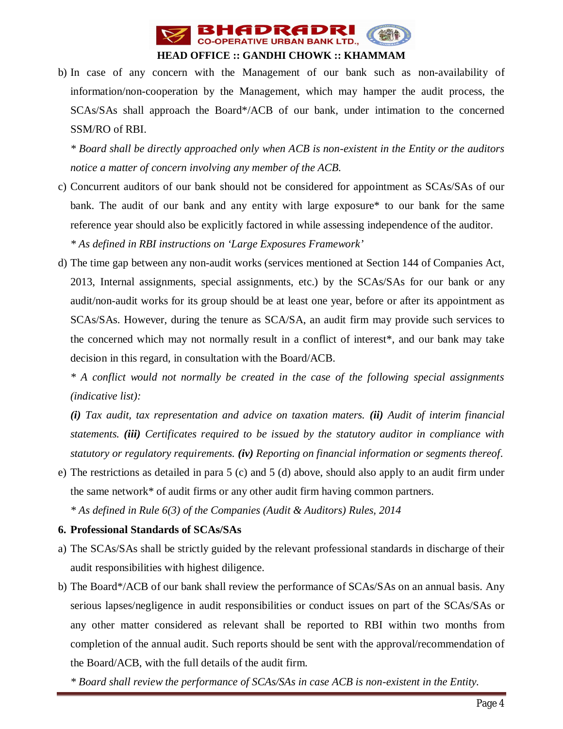b) In case of any concern with the Management of our bank such as non-availability of information/non-cooperation by the Management, which may hamper the audit process, the SCAs/SAs shall approach the Board*/ACB of our bank, under intimation to the concerned SSM/RO of RBI.

   *\* Board shall be directly approached only when ACB is non-existent in the Entity or the auditors notice a matter of concern involving any member of the ACB.*

c) Concurrent auditors of our bank should not be considered for appointment as SCAs/SAs of our bank. The audit of our bank and any entity with large exposure* to our bank for the same reference year should also be explicitly factored in while assessing independence of the auditor.

   *\* As defined in RBI instructions on 'Large Exposures Framework'*

d) The time gap between any non-audit works (services mentioned at Section 144 of Companies Act, 2013, Internal assignments, special assignments, etc.) by the SCAs/SAs for our bank or any audit/non-audit works for its group should be at least one year, before or after its appointment as SCAs/SAs. However, during the tenure as SCA/SA, an audit firm may provide such services to the concerned which may not normally result in a conflict of interest*, and our bank may take decision in this regard, in consultation with the Board/ACB.

   *\* A conflict would not normally be created in the case of the following special assignments (indicative list):*

   ***(i)** Tax audit, tax representation and advice on taxation maters. **(ii)** Audit of interim financial statements. **(iii)** Certificates required to be issued by the statutory auditor in compliance with statutory or regulatory requirements. **(iv)** Reporting on financial information or segments thereof.*

e) The restrictions as detailed in para 5 (c) and 5 (d) above, should also apply to an audit firm under the same network* of audit firms or any other audit firm having common partners.

   *\* As defined in Rule 6(3) of the Companies (Audit & Auditors) Rules, 2014*

**6. Professional Standards of SCAs/SAs**

a) The SCAs/SAs shall be strictly guided by the relevant professional standards in discharge of their audit responsibilities with highest diligence.

b) The Board*/ACB of our bank shall review the performance of SCAs/SAs on an annual basis. Any serious lapses/negligence in audit responsibilities or conduct issues on part of the SCAs/SAs or any other matter considered as relevant shall be reported to RBI within two months from completion of the annual audit. Such reports should be sent with the approval/recommendation of the Board/ACB, with the full details of the audit firm.

   *\* Board shall review the performance of SCAs/SAs in case ACB is non-existent in the Entity.*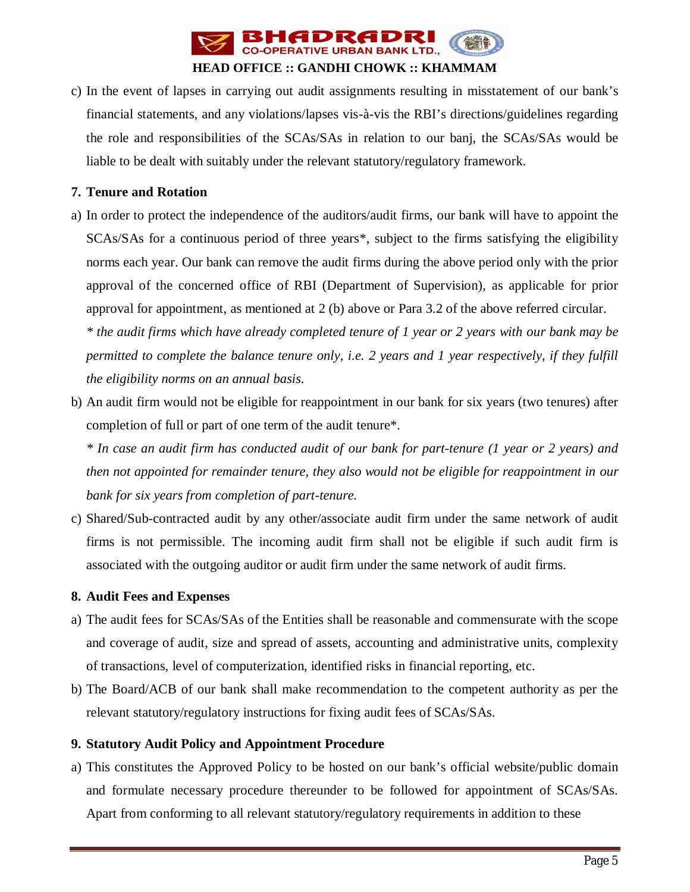c) In the event of lapses in carrying out audit assignments resulting in misstatement of our bank's financial statements, and any violations/lapses vis-à-vis the RBI's directions/guidelines regarding the role and responsibilities of the SCAs/SAs in relation to our banj, the SCAs/SAs would be liable to be dealt with suitably under the relevant statutory/regulatory framework.

**7. Tenure and Rotation**

a) In order to protect the independence of the auditors/audit firms, our bank will have to appoint the SCAs/SAs for a continuous period of three years*, subject to the firms satisfying the eligibility norms each year. Our bank can remove the audit firms during the above period only with the prior approval of the concerned office of RBI (Department of Supervision), as applicable for prior approval for appointment, as mentioned at 2 (b) above or Para 3.2 of the above referred circular.

*\* the audit firms which have already completed tenure of 1 year or 2 years with our bank may be permitted to complete the balance tenure only, i.e. 2 years and 1 year respectively, if they fulfill the eligibility norms on an annual basis.*

b) An audit firm would not be eligible for reappointment in our bank for six years (two tenures) after completion of full or part of one term of the audit tenure*.

*\* In case an audit firm has conducted audit of our bank for part-tenure (1 year or 2 years) and then not appointed for remainder tenure, they also would not be eligible for reappointment in our bank for six years from completion of part-tenure.*

c) Shared/Sub-contracted audit by any other/associate audit firm under the same network of audit firms is not permissible. The incoming audit firm shall not be eligible if such audit firm is associated with the outgoing auditor or audit firm under the same network of audit firms.

**8. Audit Fees and Expenses**

a) The audit fees for SCAs/SAs of the Entities shall be reasonable and commensurate with the scope and coverage of audit, size and spread of assets, accounting and administrative units, complexity of transactions, level of computerization, identified risks in financial reporting, etc.

b) The Board/ACB of our bank shall make recommendation to the competent authority as per the relevant statutory/regulatory instructions for fixing audit fees of SCAs/SAs.

**9. Statutory Audit Policy and Appointment Procedure**

a) This constitutes the Approved Policy to be hosted on our bank's official website/public domain and formulate necessary procedure thereunder to be followed for appointment of SCAs/SAs. Apart from conforming to all relevant statutory/regulatory requirements in addition to these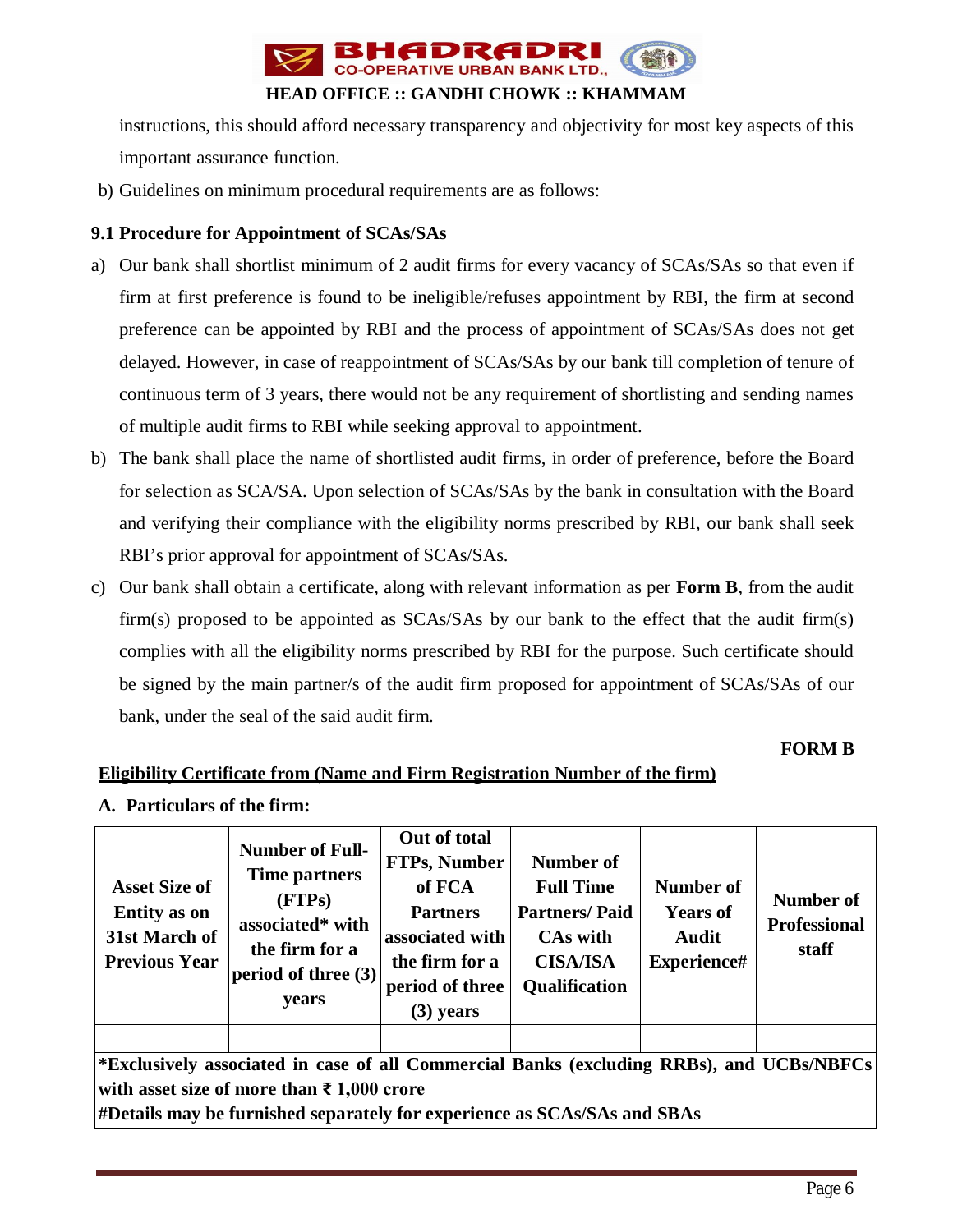instructions, this should afford necessary transparency and objectivity for most key aspects of this important assurance function.

b) Guidelines on minimum procedural requirements are as follows:

### 9.1 Procedure for Appointment of SCAs/SAs

a) Our bank shall shortlist minimum of 2 audit firms for every vacancy of SCAs/SAs so that even if firm at first preference is found to be ineligible/refuses appointment by RBI, the firm at second preference can be appointed by RBI and the process of appointment of SCAs/SAs does not get delayed. However, in case of reappointment of SCAs/SAs by our bank till completion of tenure of continuous term of 3 years, there would not be any requirement of shortlisting and sending names of multiple audit firms to RBI while seeking approval to appointment.

b) The bank shall place the name of shortlisted audit firms, in order of preference, before the Board for selection as SCA/SA. Upon selection of SCAs/SAs by the bank in consultation with the Board and verifying their compliance with the eligibility norms prescribed by RBI, our bank shall seek RBI's prior approval for appointment of SCAs/SAs.

c) Our bank shall obtain a certificate, along with relevant information as per **Form B**, from the audit firm(s) proposed to be appointed as SCAs/SAs by our bank to the effect that the audit firm(s) complies with all the eligibility norms prescribed by RBI for the purpose. Such certificate should be signed by the main partner/s of the audit firm proposed for appointment of SCAs/SAs of our bank, under the seal of the said audit firm.

**FORM B**

**Eligibility Certificate from (Name and Firm Registration Number of the firm)**

**A. Particulars of the firm:**

| Asset Size of Entity as on 31st March of Previous Year | Number of Full-Time partners (FTPs) associated* with the firm for a period of three (3) years | Out of total FTPs, Number of FCA Partners associated with the firm for a period of three (3) years | Number of Full Time Partners/ Paid CAs with CISA/ISA Qualification | Number of Years of Audit Experience# | Number of Professional staff |
|---|---|---|---|---|---|
| | | | | | |

**\*Exclusively associated in case of all Commercial Banks (excluding RRBs), and UCBs/NBFCs with asset size of more than ₹ 1,000 crore**
**#Details may be furnished separately for experience as SCAs/SAs and SBAs**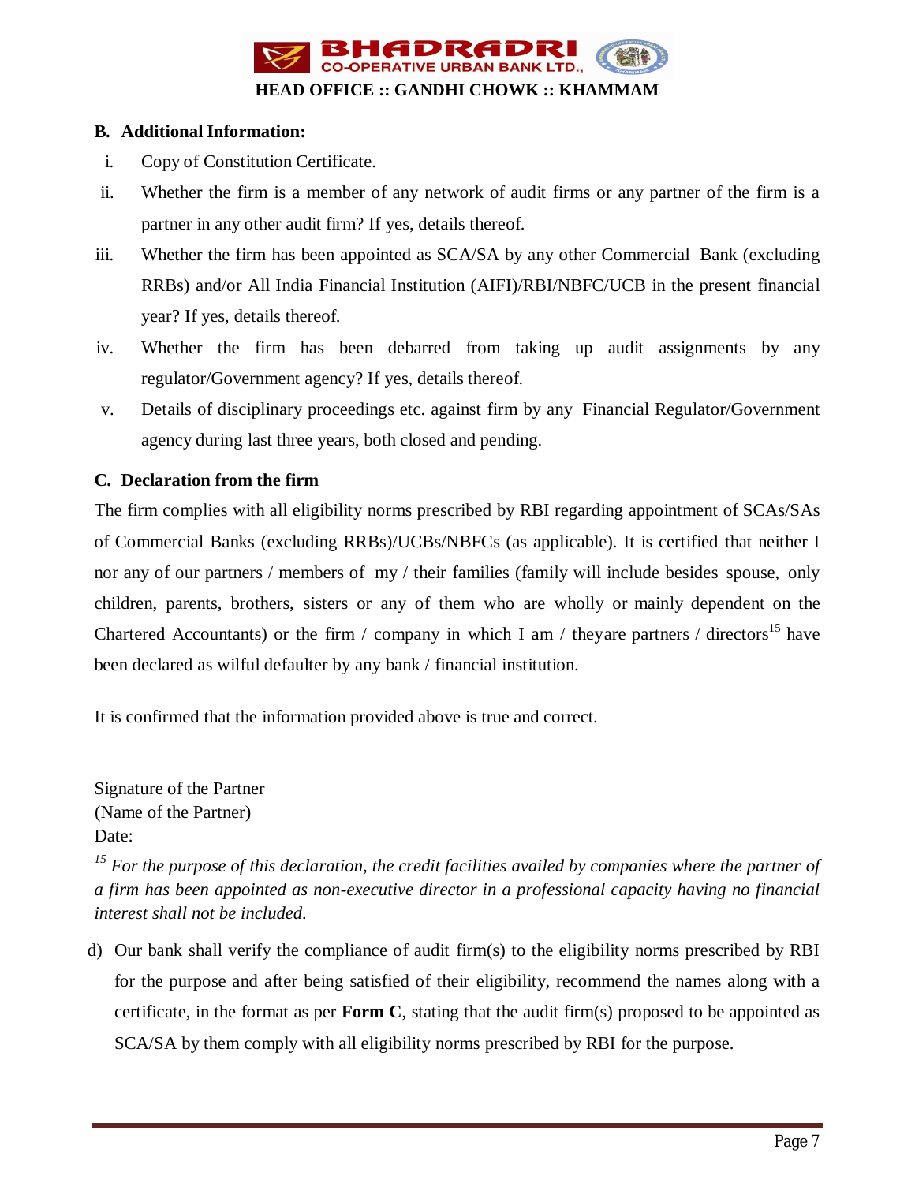**B. Additional Information:**

i. Copy of Constitution Certificate.

ii. Whether the firm is a member of any network of audit firms or any partner of the firm is a partner in any other audit firm? If yes, details thereof.

iii. Whether the firm has been appointed as SCA/SA by any other Commercial Bank (excluding RRBs) and/or All India Financial Institution (AIFI)/RBI/NBFC/UCB in the present financial year? If yes, details thereof.

iv. Whether the firm has been debarred from taking up audit assignments by any regulator/Government agency? If yes, details thereof.

v. Details of disciplinary proceedings etc. against firm by any Financial Regulator/Government agency during last three years, both closed and pending.

**C. Declaration from the firm**

The firm complies with all eligibility norms prescribed by RBI regarding appointment of SCAs/SAs of Commercial Banks (excluding RRBs)/UCBs/NBFCs (as applicable). It is certified that neither I nor any of our partners / members of my / their families (family will include besides spouse, only children, parents, brothers, sisters or any of them who are wholly or mainly dependent on the Chartered Accountants) or the firm / company in which I am / theyare partners / directors[15] have been declared as wilful defaulter by any bank / financial institution.

It is confirmed that the information provided above is true and correct.

Signature of the Partner
(Name of the Partner)
Date:

*[15] For the purpose of this declaration, the credit facilities availed by companies where the partner of a firm has been appointed as non-executive director in a professional capacity having no financial interest shall not be included.*

d) Our bank shall verify the compliance of audit firm(s) to the eligibility norms prescribed by RBI for the purpose and after being satisfied of their eligibility, recommend the names along with a certificate, in the format as per **Form C**, stating that the audit firm(s) proposed to be appointed as SCA/SA by them comply with all eligibility norms prescribed by RBI for the purpose.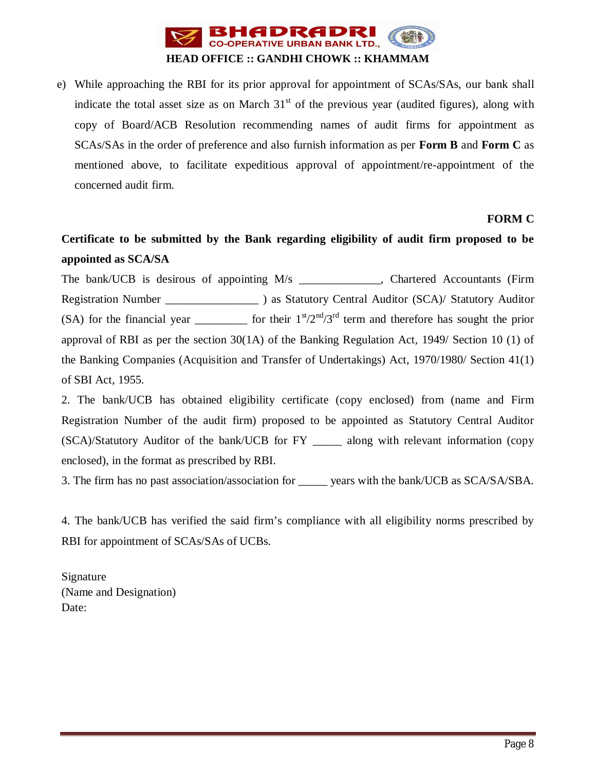e) While approaching the RBI for its prior approval for appointment of SCAs/SAs, our bank shall indicate the total asset size as on March 31st of the previous year (audited figures), along with copy of Board/ACB Resolution recommending names of audit firms for appointment as SCAs/SAs in the order of preference and also furnish information as per **Form B** and **Form C** as mentioned above, to facilitate expeditious approval of appointment/re-appointment of the concerned audit firm.

**FORM C**

**Certificate to be submitted by the Bank regarding eligibility of audit firm proposed to be appointed as SCA/SA**

The bank/UCB is desirous of appointing M/s ______________, Chartered Accountants (Firm Registration Number ________________ ) as Statutory Central Auditor (SCA)/ Statutory Auditor (SA) for the financial year _________ for their 1st/2nd/3rd term and therefore has sought the prior approval of RBI as per the section 30(1A) of the Banking Regulation Act, 1949/ Section 10 (1) of the Banking Companies (Acquisition and Transfer of Undertakings) Act, 1970/1980/ Section 41(1) of SBI Act, 1955.

2. The bank/UCB has obtained eligibility certificate (copy enclosed) from (name and Firm Registration Number of the audit firm) proposed to be appointed as Statutory Central Auditor (SCA)/Statutory Auditor of the bank/UCB for FY _____ along with relevant information (copy enclosed), in the format as prescribed by RBI.

3. The firm has no past association/association for _____ years with the bank/UCB as SCA/SA/SBA.

4. The bank/UCB has verified the said firm's compliance with all eligibility norms prescribed by RBI for appointment of SCAs/SAs of UCBs.

Signature  
(Name and Designation)  
Date: